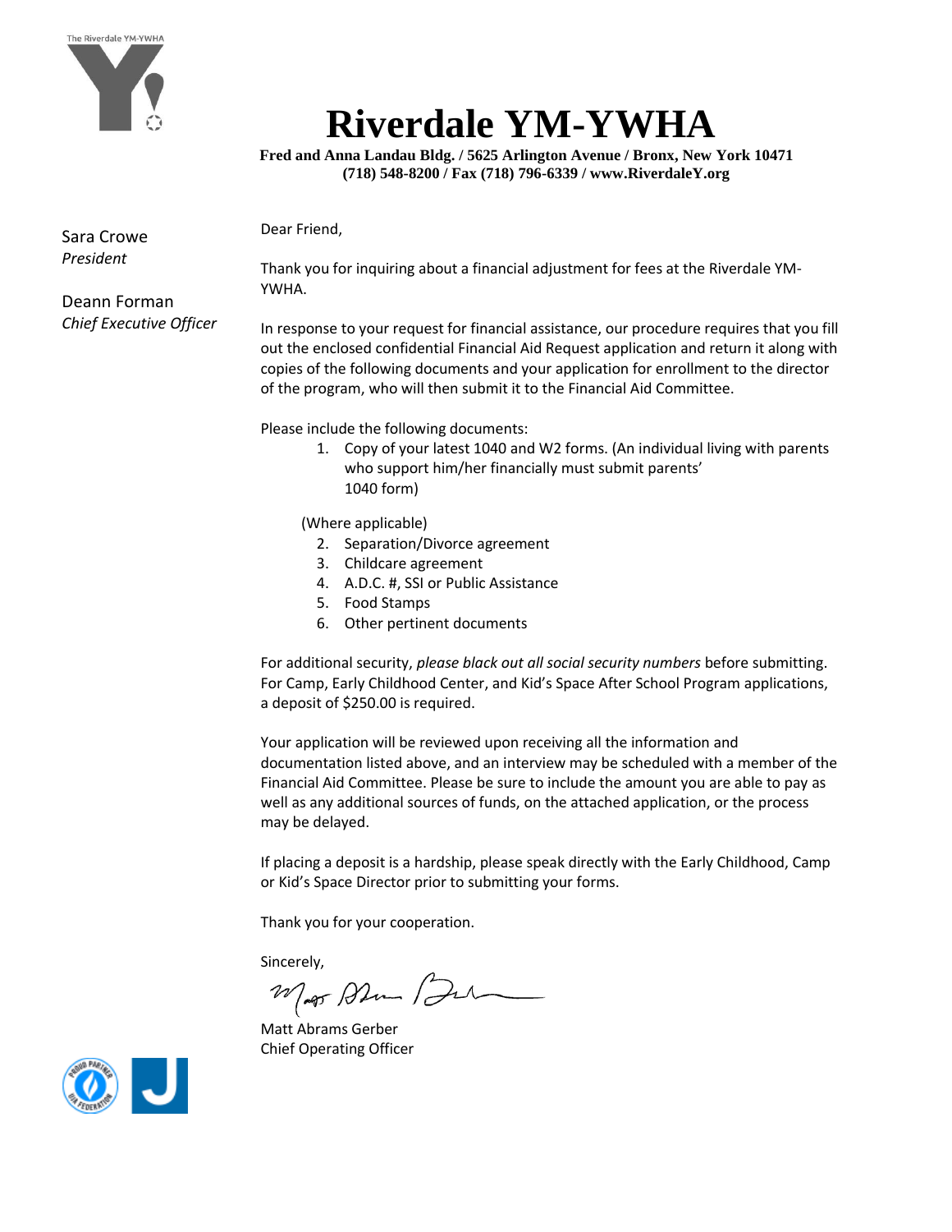The Riverdale YM-YWHA

# Riverdale YM-YWHA

**Fred and Anna Landau Bldg. / 5625 Arlington Avenue / Bronx, New York 10471**
**(718) 548-8200 / Fax (718) 796-6339 / www.RiverdaleY.org**

Sara Crowe
*President*

Deann Forman
*Chief Executive Officer*

Dear Friend,

Thank you for inquiring about a financial adjustment for fees at the Riverdale YM-YWHA.

In response to your request for financial assistance, our procedure requires that you fill out the enclosed confidential Financial Aid Request application and return it along with copies of the following documents and your application for enrollment to the director of the program, who will then submit it to the Financial Aid Committee.

Please include the following documents:

1. Copy of your latest 1040 and W2 forms. (An individual living with parents who support him/her financially must submit parents' 1040 form)

(Where applicable)

2. Separation/Divorce agreement
3. Childcare agreement
4. A.D.C. #, SSI or Public Assistance
5. Food Stamps
6. Other pertinent documents

For additional security, *please black out all social security numbers* before submitting. For Camp, Early Childhood Center, and Kid's Space After School Program applications, a deposit of $250.00 is required.

Your application will be reviewed upon receiving all the information and documentation listed above, and an interview may be scheduled with a member of the Financial Aid Committee. Please be sure to include the amount you are able to pay as well as any additional sources of funds, on the attached application, or the process may be delayed.

If placing a deposit is a hardship, please speak directly with the Early Childhood, Camp or Kid's Space Director prior to submitting your forms.

Thank you for your cooperation.

Sincerely,

Matt Abrams Gerber
Chief Operating Officer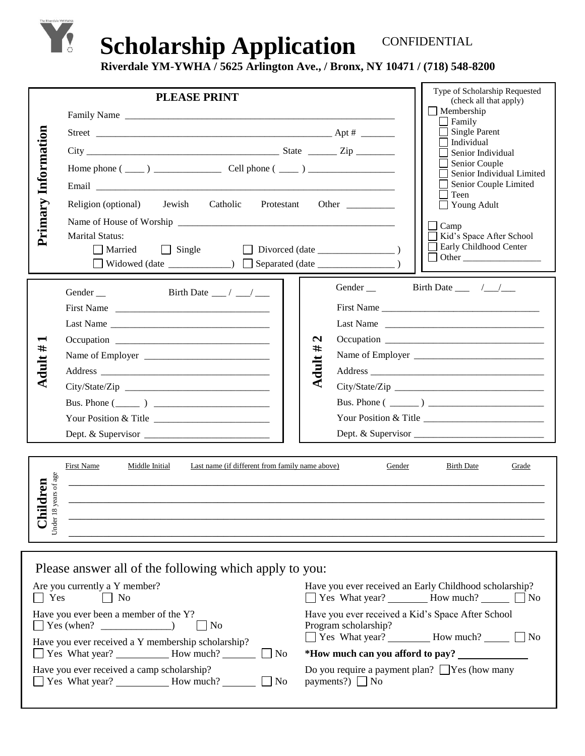# Scholarship Application

CONFIDENTIAL

**Riverdale YM-YWHA / 5625 Arlington Ave., / Bronx, NY 10471 / (718) 548-8200**

## Primary Information

**PLEASE PRINT**

Family Name ______________________________________________________

Street ______________________________________________ Apt # _______

City ______________________________________ State ______ Zip ________

Home phone ( ____ ) _____________ Cell phone ( ____ ) _________________

Email ____________________________________________________________

Religion (optional) Jewish Catholic Protestant Other __________

Name of House of Worship ______________________________________

Marital Status:

☐ Married ☐ Single ☐ Divorced (date ________________ )

☐ Widowed (date ____________) ☐ Separated (date ________________ )

**Type of Scholarship Requested** (check all that apply)

- ☐ Membership
  - ☐ Family
  - ☐ Single Parent
  - ☐ Individual
  - ☐ Senior Individual
  - ☐ Senior Couple
  - ☐ Senior Individual Limited
  - ☐ Senior Couple Limited
  - ☐ Teen
  - ☐ Young Adult
- ☐ Camp
- ☐ Kid's Space After School
- ☐ Early Childhood Center
- ☐ Other _________________

## Adult # 1

Gender __ Birth Date ___ / ___/ ___

First Name ______________________________

Last Name ______________________________

Occupation ______________________________

Name of Employer ________________________

Address ________________________________

City/State/Zip ____________________________

Bus. Phone (_____ ) ______________________

Your Position & Title ______________________

Dept. & Supervisor ________________________

## Adult # 2

Gender __ Birth Date ___ /___/___

First Name ______________________________

Last Name ______________________________

Occupation ______________________________

Name of Employer ________________________

Address ________________________________

City/State/Zip ____________________________

Bus. Phone ( ______ ) ______________________

Your Position & Title ______________________

Dept. & Supervisor ________________________

## Children

Under 18 years of age

| First Name | Middle Initial | Last name (if different from family name above) | Gender | Birth Date | Grade |
|---|---|---|---|---|---|
| | | | | | |
| | | | | | |
| | | | | | |
| | | | | | |

## Please answer all of the following which apply to you:

Are you currently a Y member?
☐ Yes ☐ No

Have you ever been a member of the Y?
☐ Yes (when? ______________) ☐ No

Have you ever received a Y membership scholarship?
☐ Yes What year? __________ How much? _______ ☐ No

Have you ever received a camp scholarship?
☐ Yes What year? __________ How much? _______ ☐ No

Have you ever received an Early Childhood scholarship?
☐ Yes What year? ________ How much? ______ ☐ No

Have you ever received a Kid's Space After School Program scholarship?
☐ Yes What year? ________ How much? _____ ☐ No

**\*How much can you afford to pay?** ______________

Do you require a payment plan? ☐ Yes (how many payments?) ☐ No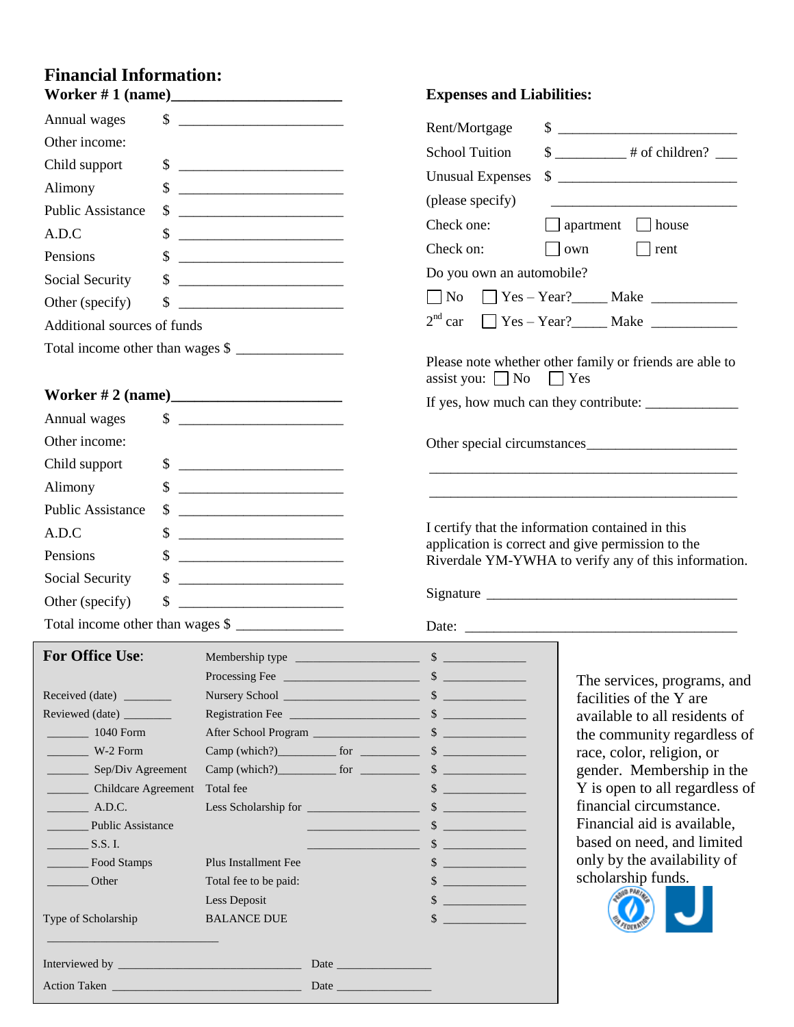## Financial Information:

**Worker # 1 (name)**______________________

| | |
|---|---|
| Annual wages | $ ______________________ |
| Other income: | |
| Child support | $ ______________________ |
| Alimony | $ ______________________ |
| Public Assistance | $ ______________________ |
| A.D.C | $ ______________________ |
| Pensions | $ ______________________ |
| Social Security | $ ______________________ |
| Other (specify) | $ ______________________ |
| Additional sources of funds | |

Total income other than wages $ ______________

**Worker # 2 (name)**______________________

| | |
|---|---|
| Annual wages | $ ______________________ |
| Other income: | |
| Child support | $ ______________________ |
| Alimony | $ ______________________ |
| Public Assistance | $ ______________________ |
| A.D.C | $ ______________________ |
| Pensions | $ ______________________ |
| Social Security | $ ______________________ |
| Other (specify) | $ ______________________ |

Total income other than wages $ ______________

**Expenses and Liabilities:**

Rent/Mortgage $ ________________________

School Tuition $ _________ # of children? ___

Unusual Expenses $ ________________________

(please specify) ________________________

Check one: ☐ apartment ☐ house

Check on: ☐ own ☐ rent

Do you own an automobile?

☐ No ☐ Yes – Year?_____ Make ____________

2nd car ☐ Yes – Year?_____ Make ____________

Please note whether other family or friends are able to assist you: ☐ No ☐ Yes

If yes, how much can they contribute: ____________

Other special circumstances____________________

___________________________________________

___________________________________________

I certify that the information contained in this application is correct and give permission to the Riverdale YM-YWHA to verify any of this information.

Signature ________________________________

Date: ___________________________________

**For Office Use**:

Received (date) ________

Reviewed (date) ________

_______ 1040 Form

_______ W-2 Form

_______ Sep/Div Agreement

_______ Childcare Agreement

_______ A.D.C.

_______ Public Assistance

_______ S.S. I.

_______ Food Stamps

_______ Other

Type of Scholarship

___________________________

| | |
|---|---|
| Membership type ____________ | $ ____________ |
| Processing Fee ____________ | $ ____________ |
| Nursery School ____________ | $ ____________ |
| Registration Fee ____________ | $ ____________ |
| After School Program ____________ | $ ____________ |
| Camp (which?)_________ for _________ | $ ____________ |
| Camp (which?)_________ for _________ | $ ____________ |
| Total fee | $ ____________ |
| Less Scholarship for ____________ | $ ____________ |
| ____________ | $ ____________ |
| ____________ | $ ____________ |
| Plus Installment Fee | $ ____________ |
| Total fee to be paid: | $ ____________ |
| Less Deposit | $ ____________ |
| BALANCE DUE | $ ____________ |

Interviewed by ____________________________ Date ______________

Action Taken ____________________________ Date ______________

The services, programs, and facilities of the Y are available to all residents of the community regardless of race, color, religion, or gender. Membership in the Y is open to all regardless of financial circumstance. Financial aid is available, based on need, and limited only by the availability of scholarship funds.